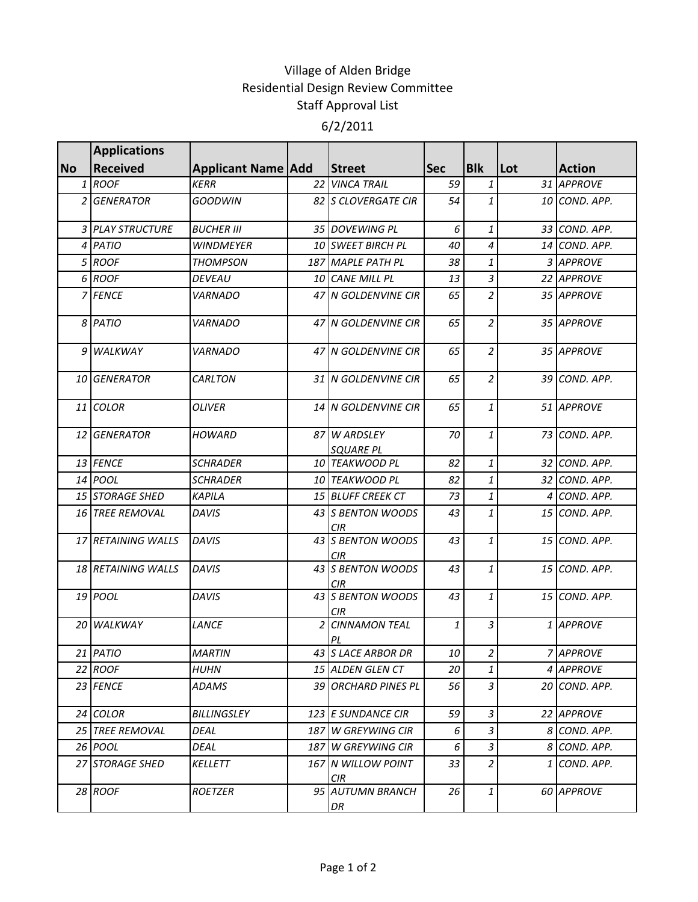# Village of Alden Bridge

## Residential Design Review Committee

### Staff Approval List

6/2/2011

| No | Applications Received | Applicant Name | Add | Street | Sec | Blk | Lot | Action |
|---|---|---|---|---|---|---|---|---|
| 1 | ROOF | KERR | 22 | VINCA TRAIL | 59 | 1 | 31 | APPROVE |
| 2 | GENERATOR | GOODWIN | 82 | S CLOVERGATE CIR | 54 | 1 | 10 | COND. APP. |
| 3 | PLAY STRUCTURE | BUCHER III | 35 | DOVEWING PL | 6 | 1 | 33 | COND. APP. |
| 4 | PATIO | WINDMEYER | 10 | SWEET BIRCH PL | 40 | 4 | 14 | COND. APP. |
| 5 | ROOF | THOMPSON | 187 | MAPLE PATH PL | 38 | 1 | 3 | APPROVE |
| 6 | ROOF | DEVEAU | 10 | CANE MILL PL | 13 | 3 | 22 | APPROVE |
| 7 | FENCE | VARNADO | 47 | N GOLDENVINE CIR | 65 | 2 | 35 | APPROVE |
| 8 | PATIO | VARNADO | 47 | N GOLDENVINE CIR | 65 | 2 | 35 | APPROVE |
| 9 | WALKWAY | VARNADO | 47 | N GOLDENVINE CIR | 65 | 2 | 35 | APPROVE |
| 10 | GENERATOR | CARLTON | 31 | N GOLDENVINE CIR | 65 | 2 | 39 | COND. APP. |
| 11 | COLOR | OLIVER | 14 | N GOLDENVINE CIR | 65 | 1 | 51 | APPROVE |
| 12 | GENERATOR | HOWARD | 87 | W ARDSLEY SQUARE PL | 70 | 1 | 73 | COND. APP. |
| 13 | FENCE | SCHRADER | 10 | TEAKWOOD PL | 82 | 1 | 32 | COND. APP. |
| 14 | POOL | SCHRADER | 10 | TEAKWOOD PL | 82 | 1 | 32 | COND. APP. |
| 15 | STORAGE SHED | KAPILA | 15 | BLUFF CREEK CT | 73 | 1 | 4 | COND. APP. |
| 16 | TREE REMOVAL | DAVIS | 43 | S BENTON WOODS CIR | 43 | 1 | 15 | COND. APP. |
| 17 | RETAINING WALLS | DAVIS | 43 | S BENTON WOODS CIR | 43 | 1 | 15 | COND. APP. |
| 18 | RETAINING WALLS | DAVIS | 43 | S BENTON WOODS CIR | 43 | 1 | 15 | COND. APP. |
| 19 | POOL | DAVIS | 43 | S BENTON WOODS CIR | 43 | 1 | 15 | COND. APP. |
| 20 | WALKWAY | LANCE | 2 | CINNAMON TEAL PL | 1 | 3 | 1 | APPROVE |
| 21 | PATIO | MARTIN | 43 | S LACE ARBOR DR | 10 | 2 | 7 | APPROVE |
| 22 | ROOF | HUHN | 15 | ALDEN GLEN CT | 20 | 1 | 4 | APPROVE |
| 23 | FENCE | ADAMS | 39 | ORCHARD PINES PL | 56 | 3 | 20 | COND. APP. |
| 24 | COLOR | BILLINGSLEY | 123 | E SUNDANCE CIR | 59 | 3 | 22 | APPROVE |
| 25 | TREE REMOVAL | DEAL | 187 | W GREYWING CIR | 6 | 3 | 8 | COND. APP. |
| 26 | POOL | DEAL | 187 | W GREYWING CIR | 6 | 3 | 8 | COND. APP. |
| 27 | STORAGE SHED | KELLETT | 167 | N WILLOW POINT CIR | 33 | 2 | 1 | COND. APP. |
| 28 | ROOF | ROETZER | 95 | AUTUMN BRANCH DR | 26 | 1 | 60 | APPROVE |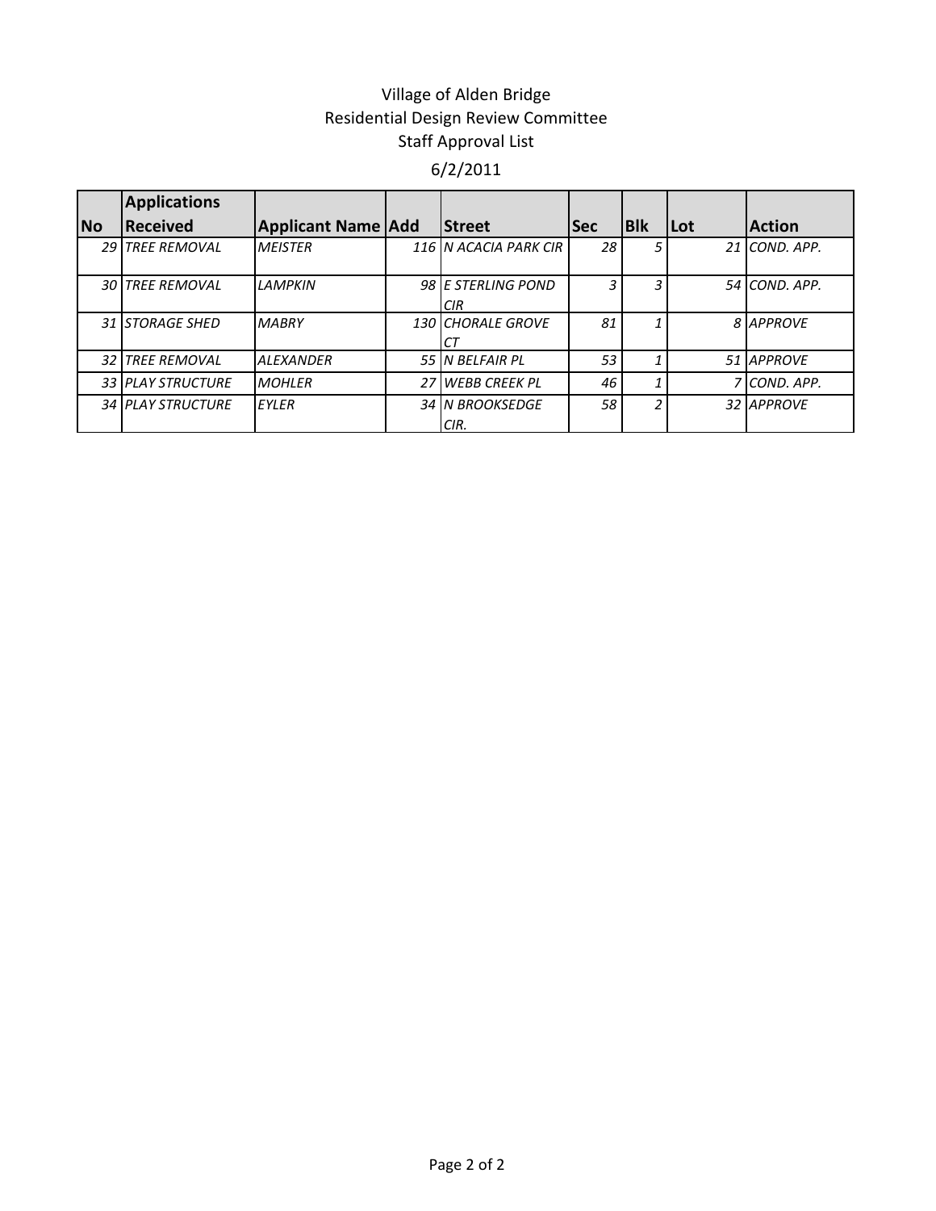Village of Alden Bridge
Residential Design Review Committee
Staff Approval List
6/2/2011

| No | Applications Received | Applicant Name | Add | Street | Sec | Blk | Lot | Action |
|---|---|---|---|---|---|---|---|---|
| *29* | *TREE REMOVAL* | *MEISTER* | *116* | *N ACACIA PARK CIR* | *28* | *5* | *21* | *COND. APP.* |
| *30* | *TREE REMOVAL* | *LAMPKIN* | *98* | *E STERLING POND CIR* | *3* | *3* | *54* | *COND. APP.* |
| *31* | *STORAGE SHED* | *MABRY* | *130* | *CHORALE GROVE CT* | *81* | *1* | *8* | *APPROVE* |
| *32* | *TREE REMOVAL* | *ALEXANDER* | *55* | *N BELFAIR PL* | *53* | *1* | *51* | *APPROVE* |
| *33* | *PLAY STRUCTURE* | *MOHLER* | *27* | *WEBB CREEK PL* | *46* | *1* | *7* | *COND. APP.* |
| *34* | *PLAY STRUCTURE* | *EYLER* | *34* | *N BROOKSEDGE CIR.* | *58* | *2* | *32* | *APPROVE* |